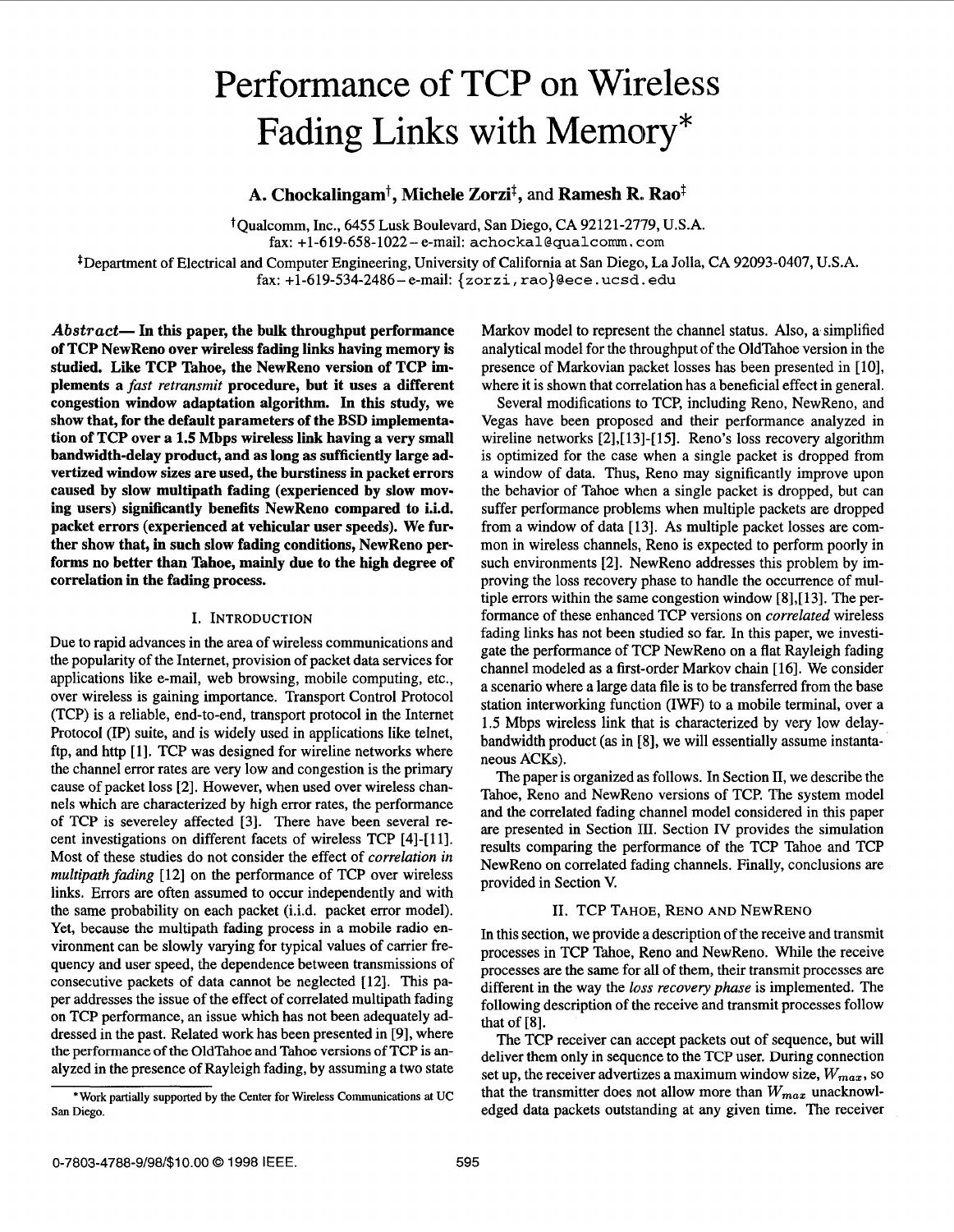# Performance of TCP on Wireless Fading Links with Memory*

**A. Chockalingam†, Michele Zorzi‡, and Ramesh R. Rao‡**

†Qualcomm, Inc., 6455 Lusk Boulevard, San Diego, CA 92121-2779, U.S.A.
fax: +1-619-658-1022 – e-mail: achockal@qualcomm.com

‡Department of Electrical and Computer Engineering, University of California at San Diego, La Jolla, CA 92093-0407, U.S.A.
fax: +1-619-534-2486 – e-mail: {zorzi, rao}@ece.ucsd.edu

***Abstract*— In this paper, the bulk throughput performance of TCP NewReno over wireless fading links having memory is studied. Like TCP Tahoe, the NewReno version of TCP implements a *fast retransmit* procedure, but it uses a different congestion window adaptation algorithm. In this study, we show that, for the default parameters of the BSD implementation of TCP over a 1.5 Mbps wireless link having a very small bandwidth-delay product, and as long as sufficiently large advertized window sizes are used, the burstiness in packet errors caused by slow multipath fading (experienced by slow moving users) significantly benefits NewReno compared to i.i.d. packet errors (experienced at vehicular user speeds). We further show that, in such slow fading conditions, NewReno performs no better than Tahoe, mainly due to the high degree of correlation in the fading process.**

## I. Introduction

Due to rapid advances in the area of wireless communications and the popularity of the Internet, provision of packet data services for applications like e-mail, web browsing, mobile computing, etc., over wireless is gaining importance. Transport Control Protocol (TCP) is a reliable, end-to-end, transport protocol in the Internet Protocol (IP) suite, and is widely used in applications like telnet, ftp, and http [1]. TCP was designed for wireline networks where the channel error rates are very low and congestion is the primary cause of packet loss [2]. However, when used over wireless channels which are characterized by high error rates, the performance of TCP is severeley affected [3]. There have been several recent investigations on different facets of wireless TCP [4]-[11]. Most of these studies do not consider the effect of *correlation in multipath fading* [12] on the performance of TCP over wireless links. Errors are often assumed to occur independently and with the same probability on each packet (i.i.d. packet error model). Yet, because the multipath fading process in a mobile radio environment can be slowly varying for typical values of carrier frequency and user speed, the dependence between transmissions of consecutive packets of data cannot be neglected [12]. This paper addresses the issue of the effect of correlated multipath fading on TCP performance, an issue which has not been adequately addressed in the past. Related work has been presented in [9], where the performance of the OldTahoe and Tahoe versions of TCP is analyzed in the presence of Rayleigh fading, by assuming a two state Markov model to represent the channel status. Also, a simplified analytical model for the throughput of the OldTahoe version in the presence of Markovian packet losses has been presented in [10], where it is shown that correlation has a beneficial effect in general.

Several modifications to TCP, including Reno, NewReno, and Vegas have been proposed and their performance analyzed in wireline networks [2],[13]-[15]. Reno's loss recovery algorithm is optimized for the case when a single packet is dropped from a window of data. Thus, Reno may significantly improve upon the behavior of Tahoe when a single packet is dropped, but can suffer performance problems when multiple packets are dropped from a window of data [13]. As multiple packet losses are common in wireless channels, Reno is expected to perform poorly in such environments [2]. NewReno addresses this problem by improving the loss recovery phase to handle the occurrence of multiple errors within the same congestion window [8],[13]. The performance of these enhanced TCP versions on *correlated* wireless fading links has not been studied so far. In this paper, we investigate the performance of TCP NewReno on a flat Rayleigh fading channel modeled as a first-order Markov chain [16]. We consider a scenario where a large data file is to be transferred from the base station interworking function (IWF) to a mobile terminal, over a 1.5 Mbps wireless link that is characterized by very low delay-bandwidth product (as in [8], we will essentially assume instantaneous ACKs).

The paper is organized as follows. In Section II, we describe the Tahoe, Reno and NewReno versions of TCP. The system model and the correlated fading channel model considered in this paper are presented in Section III. Section IV provides the simulation results comparing the performance of the TCP Tahoe and TCP NewReno on correlated fading channels. Finally, conclusions are provided in Section V.

## II. TCP Tahoe, Reno and NewReno

In this section, we provide a description of the receive and transmit processes in TCP Tahoe, Reno and NewReno. While the receive processes are the same for all of them, their transmit processes are different in the way the *loss recovery phase* is implemented. The following description of the receive and transmit processes follow that of [8].

The TCP receiver can accept packets out of sequence, but will deliver them only in sequence to the TCP user. During connection set up, the receiver advertizes a maximum window size, $W_{max}$, so that the transmitter does not allow more than $W_{max}$ unacknowledged data packets outstanding at any given time. The receiver

*Work partially supported by the Center for Wireless Communications at UC San Diego.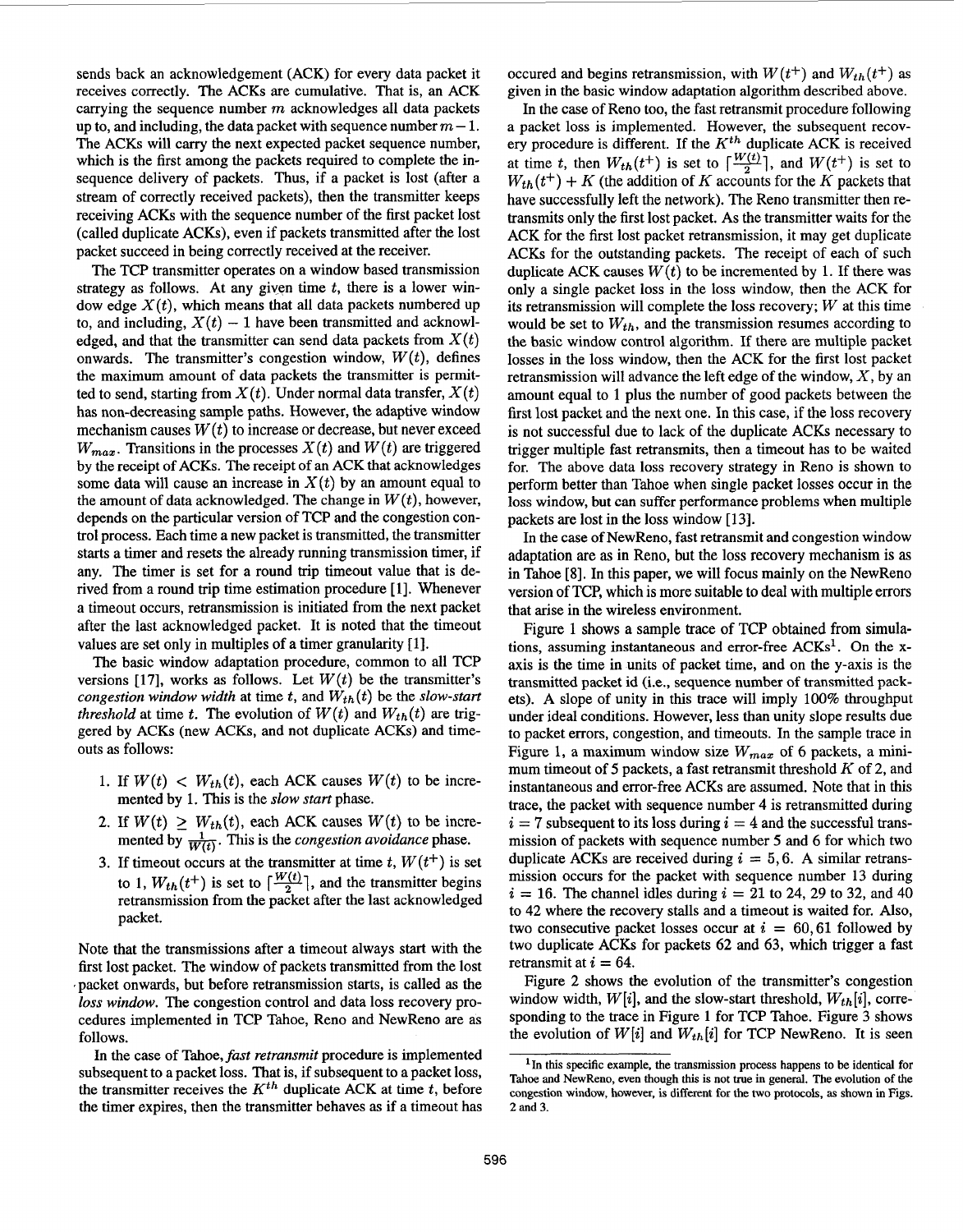sends back an acknowledgement (ACK) for every data packet it receives correctly. The ACKs are cumulative. That is, an ACK carrying the sequence number $m$ acknowledges all data packets up to, and including, the data packet with sequence number $m-1$. The ACKs will carry the next expected packet sequence number, which is the first among the packets required to complete the in-sequence delivery of packets. Thus, if a packet is lost (after a stream of correctly received packets), then the transmitter keeps receiving ACKs with the sequence number of the first packet lost (called duplicate ACKs), even if packets transmitted after the lost packet succeed in being correctly received at the receiver.

The TCP transmitter operates on a window based transmission strategy as follows. At any given time $t$, there is a lower window edge $X(t)$, which means that all data packets numbered up to, and including, $X(t)-1$ have been transmitted and acknowledged, and that the transmitter can send data packets from $X(t)$ onwards. The transmitter's congestion window, $W(t)$, defines the maximum amount of data packets the transmitter is permitted to send, starting from $X(t)$. Under normal data transfer, $X(t)$ has non-decreasing sample paths. However, the adaptive window mechanism causes $W(t)$ to increase or decrease, but never exceed $W_{max}$. Transitions in the processes $X(t)$ and $W(t)$ are triggered by the receipt of ACKs. The receipt of an ACK that acknowledges some data will cause an increase in $X(t)$ by an amount equal to the amount of data acknowledged. The change in $W(t)$, however, depends on the particular version of TCP and the congestion control process. Each time a new packet is transmitted, the transmitter starts a timer and resets the already running transmission timer, if any. The timer is set for a round trip timeout value that is derived from a round trip time estimation procedure [1]. Whenever a timeout occurs, retransmission is initiated from the next packet after the last acknowledged packet. It is noted that the timeout values are set only in multiples of a timer granularity [1].

The basic window adaptation procedure, common to all TCP versions [17], works as follows. Let $W(t)$ be the transmitter's *congestion window width* at time $t$, and $W_{th}(t)$ be the *slow-start threshold* at time $t$. The evolution of $W(t)$ and $W_{th}(t)$ are triggered by ACKs (new ACKs, and not duplicate ACKs) and timeouts as follows:

1. If $W(t) < W_{th}(t)$, each ACK causes $W(t)$ to be incremented by 1. This is the *slow start* phase.
2. If $W(t) \geq W_{th}(t)$, each ACK causes $W(t)$ to be incremented by $\frac{1}{W(t)}$. This is the *congestion avoidance* phase.
3. If timeout occurs at the transmitter at time $t$, $W(t^+)$ is set to 1, $W_{th}(t^+)$ is set to $\lceil \frac{W(t)}{2} \rceil$, and the transmitter begins retransmission from the packet after the last acknowledged packet.

Note that the transmissions after a timeout always start with the first lost packet. The window of packets transmitted from the lost packet onwards, but before retransmission starts, is called as the *loss window*. The congestion control and data loss recovery procedures implemented in TCP Tahoe, Reno and NewReno are as follows.

In the case of Tahoe, *fast retransmit* procedure is implemented subsequent to a packet loss. That is, if subsequent to a packet loss, the transmitter receives the $K^{th}$ duplicate ACK at time $t$, before the timer expires, then the transmitter behaves as if a timeout has occured and begins retransmission, with $W(t^+)$ and $W_{th}(t^+)$ as given in the basic window adaptation algorithm described above.

In the case of Reno too, the fast retransmit procedure following a packet loss is implemented. However, the subsequent recovery procedure is different. If the $K^{th}$ duplicate ACK is received at time $t$, then $W_{th}(t^+)$ is set to $\lceil \frac{W(t)}{2} \rceil$, and $W(t^+)$ is set to $W_{th}(t^+) + K$ (the addition of $K$ accounts for the $K$ packets that have successfully left the network). The Reno transmitter then retransmits only the first lost packet. As the transmitter waits for the ACK for the first lost packet retransmission, it may get duplicate ACKs for the outstanding packets. The receipt of each of such duplicate ACK causes $W(t)$ to be incremented by 1. If there was only a single packet loss in the loss window, then the ACK for its retransmission will complete the loss recovery; $W$ at this time would be set to $W_{th}$, and the transmission resumes according to the basic window control algorithm. If there are multiple packet losses in the loss window, then the ACK for the first lost packet retransmission will advance the left edge of the window, $X$, by an amount equal to 1 plus the number of good packets between the first lost packet and the next one. In this case, if the loss recovery is not successful due to lack of the duplicate ACKs necessary to trigger multiple fast retransmits, then a timeout has to be waited for. The above data loss recovery strategy in Reno is shown to perform better than Tahoe when single packet losses occur in the loss window, but can suffer performance problems when multiple packets are lost in the loss window [13].

In the case of NewReno, fast retransmit and congestion window adaptation are as in Reno, but the loss recovery mechanism is as in Tahoe [8]. In this paper, we will focus mainly on the NewReno version of TCP, which is more suitable to deal with multiple errors that arise in the wireless environment.

Figure 1 shows a sample trace of TCP obtained from simulations, assuming instantaneous and error-free ACKs[1]. On the x-axis is the time in units of packet time, and on the y-axis is the transmitted packet id (i.e., sequence number of transmitted packets). A slope of unity in this trace will imply 100% throughput under ideal conditions. However, less than unity slope results due to packet errors, congestion, and timeouts. In the sample trace in Figure 1, a maximum window size $W_{max}$ of 6 packets, a minimum timeout of 5 packets, a fast retransmit threshold $K$ of 2, and instantaneous and error-free ACKs are assumed. Note that in this trace, the packet with sequence number 4 is retransmitted during $i=7$ subsequent to its loss during $i=4$ and the successful transmission of packets with sequence number 5 and 6 for which two duplicate ACKs are received during $i=5,6$. A similar retransmission occurs for the packet with sequence number 13 during $i=16$. The channel idles during $i=21$ to 24, 29 to 32, and 40 to 42 where the recovery stalls and a timeout is waited for. Also, two consecutive packet losses occur at $i=60,61$ followed by two duplicate ACKs for packets 62 and 63, which trigger a fast retransmit at $i=64$.

Figure 2 shows the evolution of the transmitter's congestion window width, $W[i]$, and the slow-start threshold, $W_{th}[i]$, corresponding to the trace in Figure 1 for TCP Tahoe. Figure 3 shows the evolution of $W[i]$ and $W_{th}[i]$ for TCP NewReno. It is seen

[1] In this specific example, the transmission process happens to be identical for Tahoe and NewReno, even though this is not true in general. The evolution of the congestion window, however, is different for the two protocols, as shown in Figs. 2 and 3.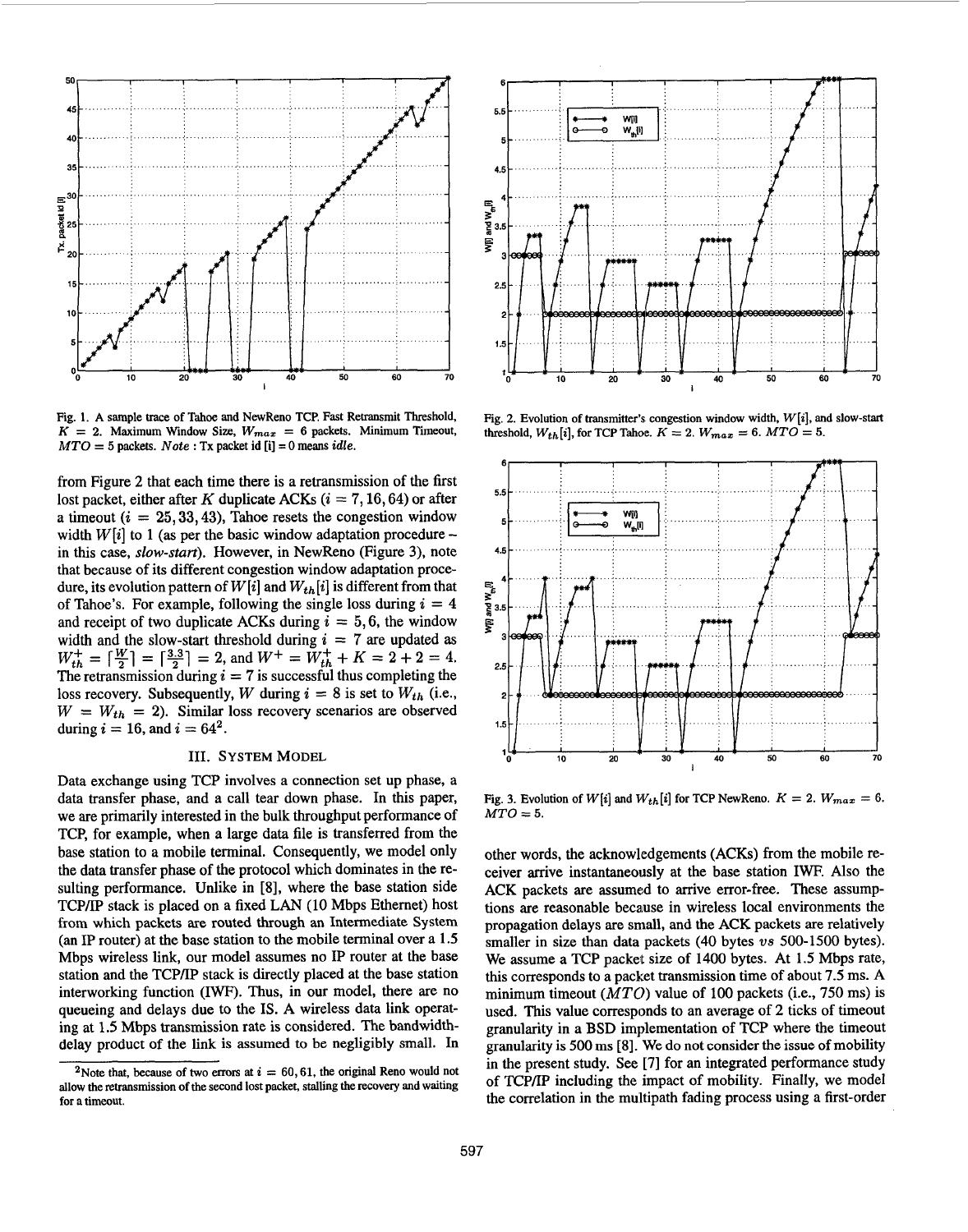Fig. 1. A sample trace of Tahoe and NewReno TCP. Fast Retransmit Threshold, $K = 2$. Maximum Window Size, $W_{max} = 6$ packets. Minimum Timeout, $MTO = 5$ packets. *Note* : Tx packet id [i] = 0 means *idle*.

Fig. 2. Evolution of transmitter's congestion window width, $W[i]$, and slow-start threshold, $W_{th}[i]$, for TCP Tahoe. $K = 2$. $W_{max} = 6$. $MTO = 5$.

Fig. 3. Evolution of $W[i]$ and $W_{th}[i]$ for TCP NewReno. $K = 2$. $W_{max} = 6$. $MTO = 5$.

from Figure 2 that each time there is a retransmission of the first lost packet, either after $K$ duplicate ACKs ($i = 7, 16, 64$) or after a timeout ($i = 25, 33, 43$), Tahoe resets the congestion window width $W[i]$ to 1 (as per the basic window adaptation procedure – in this case, *slow-start*). However, in NewReno (Figure 3), note that because of its different congestion window adaptation procedure, its evolution pattern of $W[i]$ and $W_{th}[i]$ is different from that of Tahoe's. For example, following the single loss during $i = 4$ and receipt of two duplicate ACKs during $i = 5, 6$, the window width and the slow-start threshold during $i = 7$ are updated as $W_{th}^{+} = \lceil \frac{W}{2} \rceil = \lceil \frac{3.3}{2} \rceil = 2$, and $W^{+} = W_{th}^{+} + K = 2 + 2 = 4$. The retransmission during $i = 7$ is successful thus completing the loss recovery. Subsequently, $W$ during $i = 8$ is set to $W_{th}$ (i.e., $W = W_{th} = 2$). Similar loss recovery scenarios are observed during $i = 16$, and $i = 64$[2].

## III. System Model

Data exchange using TCP involves a connection set up phase, a data transfer phase, and a call tear down phase. In this paper, we are primarily interested in the bulk throughput performance of TCP, for example, when a large data file is transferred from the base station to a mobile terminal. Consequently, we model only the data transfer phase of the protocol which dominates in the resulting performance. Unlike in [8], where the base station side TCP/IP stack is placed on a fixed LAN (10 Mbps Ethernet) host from which packets are routed through an Intermediate System (an IP router) at the base station to the mobile terminal over a 1.5 Mbps wireless link, our model assumes no IP router at the base station and the TCP/IP stack is directly placed at the base station interworking function (IWF). Thus, in our model, there are no queueing and delays due to the IS. A wireless data link operating at 1.5 Mbps transmission rate is considered. The bandwidth-delay product of the link is assumed to be negligibly small. In other words, the acknowledgements (ACKs) from the mobile receiver arrive instantaneously at the base station IWF. Also the ACK packets are assumed to arrive error-free. These assumptions are reasonable because in wireless local environments the propagation delays are small, and the ACK packets are relatively smaller in size than data packets (40 bytes *vs* 500-1500 bytes). We assume a TCP packet size of 1400 bytes. At 1.5 Mbps rate, this corresponds to a packet transmission time of about 7.5 ms. A minimum timeout ($MTO$) value of 100 packets (i.e., 750 ms) is used. This value corresponds to an average of 2 ticks of timeout granularity in a BSD implementation of TCP where the timeout granularity is 500 ms [8]. We do not consider the issue of mobility in the present study. See [7] for an integrated performance study of TCP/IP including the impact of mobility. Finally, we model the correlation in the multipath fading process using a first-order

[2]Note that, because of two errors at $i = 60, 61$, the original Reno would not allow the retransmission of the second lost packet, stalling the recovery and waiting for a timeout.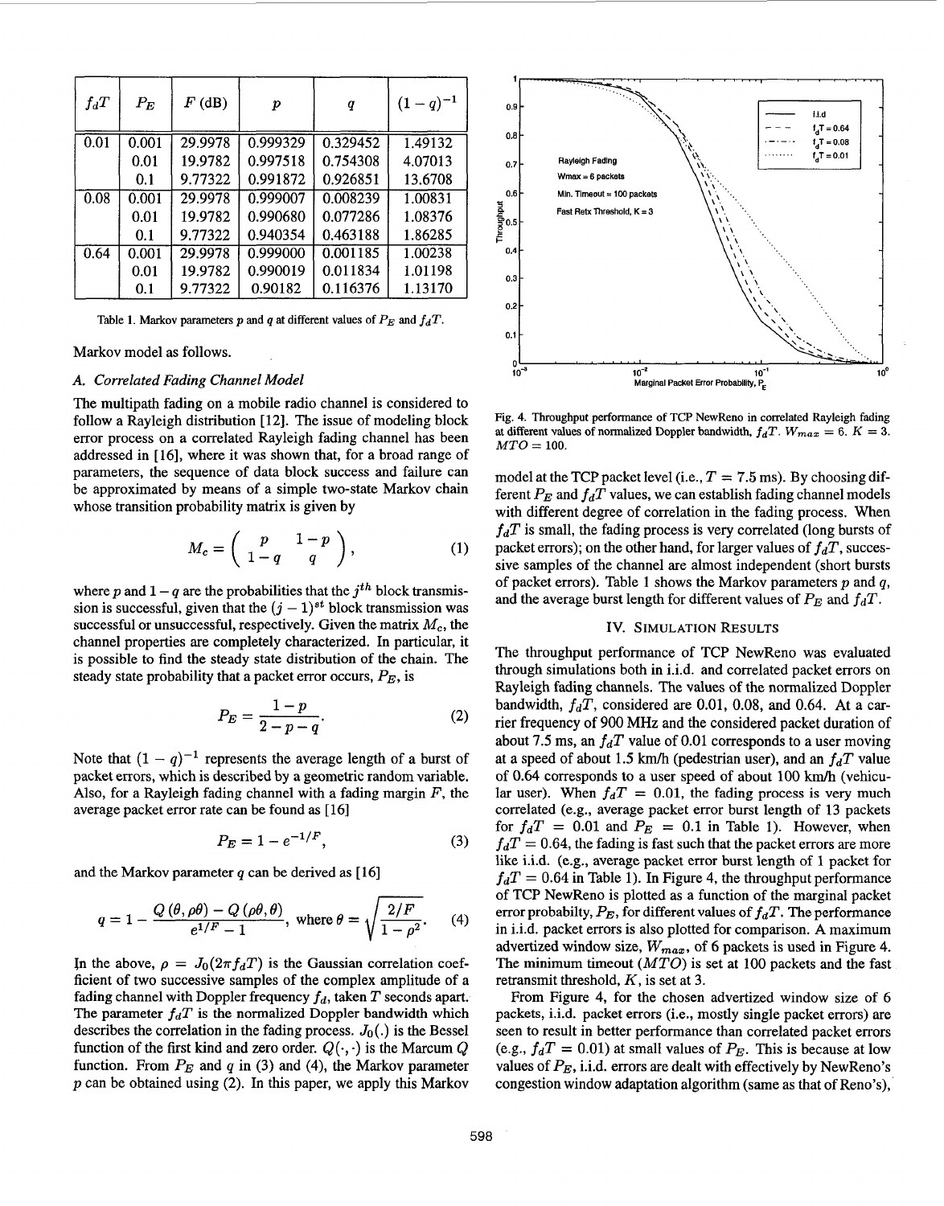| $f_dT$ | $P_E$ | $F$ (dB) | $p$ | $q$ | $(1-q)^{-1}$ |
|---|---|---|---|---|---|
| 0.01 | 0.001 | 29.9978 | 0.999329 | 0.329452 | 1.49132 |
| | 0.01 | 19.9782 | 0.997518 | 0.754308 | 4.07013 |
| | 0.1 | 9.77322 | 0.991872 | 0.926851 | 13.6708 |
| 0.08 | 0.001 | 29.9978 | 0.999007 | 0.008239 | 1.00831 |
| | 0.01 | 19.9782 | 0.990680 | 0.077286 | 1.08376 |
| | 0.1 | 9.77322 | 0.940354 | 0.463188 | 1.86285 |
| 0.64 | 0.001 | 29.9978 | 0.999000 | 0.001185 | 1.00238 |
| | 0.01 | 19.9782 | 0.990019 | 0.011834 | 1.01198 |
| | 0.1 | 9.77322 | 0.90182 | 0.116376 | 1.13170 |

Table 1. Markov parameters $p$ and $q$ at different values of $P_E$ and $f_dT$.

Markov model as follows.

### A. Correlated Fading Channel Model

The multipath fading on a mobile radio channel is considered to follow a Rayleigh distribution [12]. The issue of modeling block error process on a correlated Rayleigh fading channel has been addressed in [16], where it was shown that, for a broad range of parameters, the sequence of data block success and failure can be approximated by means of a simple two-state Markov chain whose transition probability matrix is given by

$$M_c = \begin{pmatrix} p & 1-p \\ 1-q & q \end{pmatrix}, \tag{1}$$

where $p$ and $1-q$ are the probabilities that the $j^{th}$ block transmission is successful, given that the $(j-1)^{st}$ block transmission was successful or unsuccessful, respectively. Given the matrix $M_c$, the channel properties are completely characterized. In particular, it is possible to find the steady state distribution of the chain. The steady state probability that a packet error occurs, $P_E$, is

$$P_E = \frac{1-p}{2-p-q}. \tag{2}$$

Note that $(1-q)^{-1}$ represents the average length of a burst of packet errors, which is described by a geometric random variable. Also, for a Rayleigh fading channel with a fading margin $F$, the average packet error rate can be found as [16]

$$P_E = 1 - e^{-1/F}, \tag{3}$$

and the Markov parameter $q$ can be derived as [16]

$$q = 1 - \frac{Q(\theta, \rho\theta) - Q(\rho\theta, \theta)}{e^{1/F} - 1}, \text{ where } \theta = \sqrt{\frac{2/F}{1-\rho^2}}. \tag{4}$$

In the above, $\rho = J_0(2\pi f_d T)$ is the Gaussian correlation coefficient of two successive samples of the complex amplitude of a fading channel with Doppler frequency $f_d$, taken $T$ seconds apart. The parameter $f_dT$ is the normalized Doppler bandwidth which describes the correlation in the fading process. $J_0(.)$ is the Bessel function of the first kind and zero order. $Q(\cdot,\cdot)$ is the Marcum Q function. From $P_E$ and $q$ in (3) and (4), the Markov parameter $p$ can be obtained using (2). In this paper, we apply this Markov model at the TCP packet level (i.e., $T = 7.5$ ms). By choosing different $P_E$ and $f_dT$ values, we can establish fading channel models with different degree of correlation in the fading process. When $f_dT$ is small, the fading process is very correlated (long bursts of packet errors); on the other hand, for larger values of $f_dT$, successive samples of the channel are almost independent (short bursts of packet errors). Table 1 shows the Markov parameters $p$ and $q$, and the average burst length for different values of $P_E$ and $f_dT$.

Fig. 4. Throughput performance of TCP NewReno in correlated Rayleigh fading at different values of normalized Doppler bandwidth, $f_dT$. $W_{max} = 6$. $K = 3$. $MTO = 100$.

## IV. Simulation Results

The throughput performance of TCP NewReno was evaluated through simulations both in i.i.d. and correlated packet errors on Rayleigh fading channels. The values of the normalized Doppler bandwidth, $f_dT$, considered are 0.01, 0.08, and 0.64. At a carrier frequency of 900 MHz and the considered packet duration of about 7.5 ms, an $f_dT$ value of 0.01 corresponds to a user moving at a speed of about 1.5 km/h (pedestrian user), and an $f_dT$ value of 0.64 corresponds to a user speed of about 100 km/h (vehicular user). When $f_dT = 0.01$, the fading process is very much correlated (e.g., average packet error burst length of 13 packets for $f_dT = 0.01$ and $P_E = 0.1$ in Table 1). However, when $f_dT = 0.64$, the fading is fast such that the packet errors are more like i.i.d. (e.g., average packet error burst length of 1 packet for $f_dT = 0.64$ in Table 1). In Figure 4, the throughput performance of TCP NewReno is plotted as a function of the marginal packet error probabilty, $P_E$, for different values of $f_dT$. The performance in i.i.d. packet errors is also plotted for comparison. A maximum advertized window size, $W_{max}$, of 6 packets is used in Figure 4. The minimum timeout ($MTO$) is set at 100 packets and the fast retransmit threshold, $K$, is set at 3.

From Figure 4, for the chosen advertized window size of 6 packets, i.i.d. packet errors (i.e., mostly single packet errors) are seen to result in better performance than correlated packet errors (e.g., $f_dT = 0.01$) at small values of $P_E$. This is because at low values of $P_E$, i.i.d. errors are dealt with effectively by NewReno's congestion window adaptation algorithm (same as that of Reno's),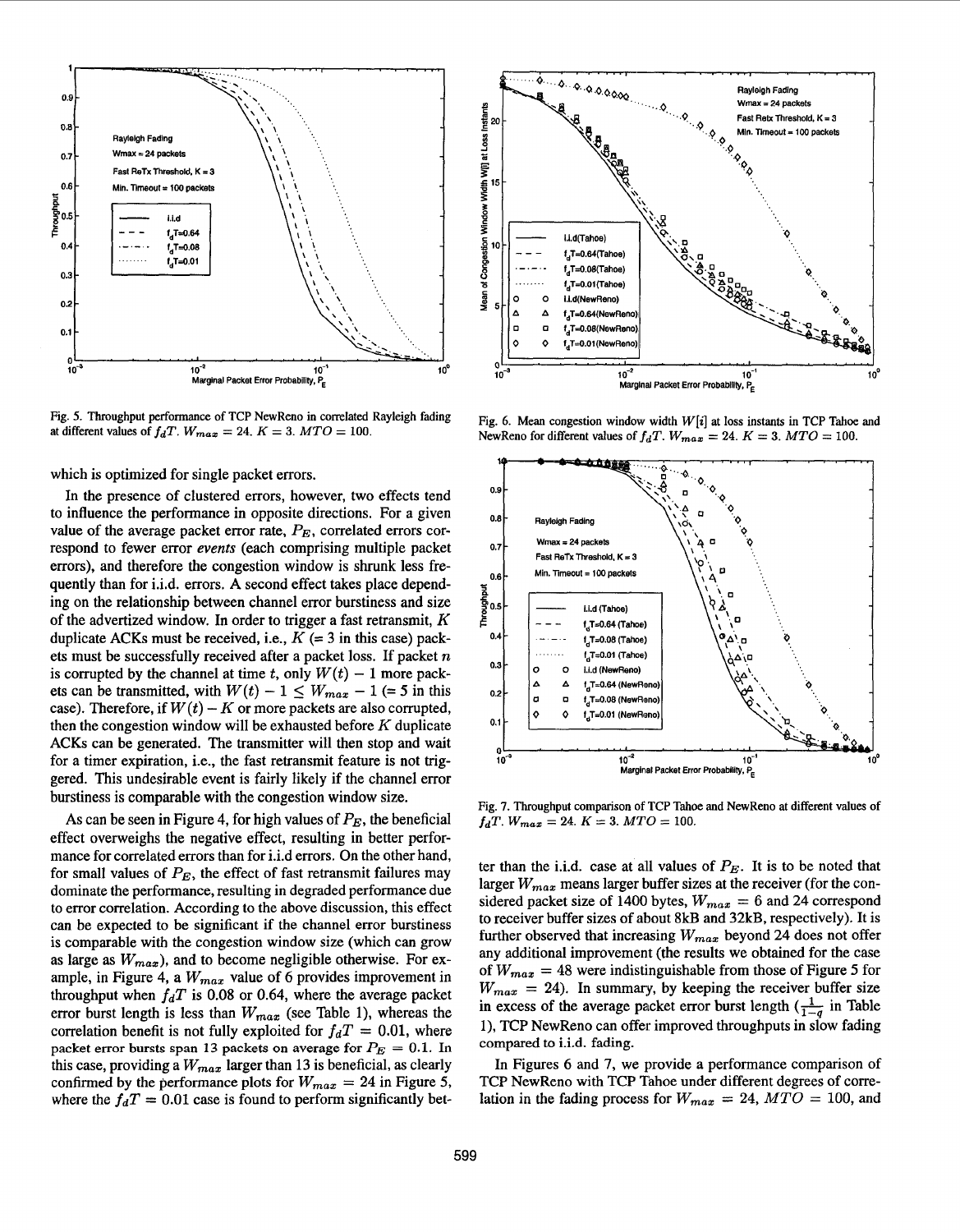Fig. 5. Throughput performance of TCP NewReno in correlated Rayleigh fading at different values of $f_dT$. $W_{max} = 24$. $K = 3$. $MTO = 100$.

Fig. 6. Mean congestion window width $W[i]$ at loss instants in TCP Tahoe and NewReno for different values of $f_dT$. $W_{max} = 24$. $K = 3$. $MTO = 100$.

Fig. 7. Throughput comparison of TCP Tahoe and NewReno at different values of $f_dT$. $W_{max} = 24$. $K = 3$. $MTO = 100$.

which is optimized for single packet errors.

In the presence of clustered errors, however, two effects tend to influence the performance in opposite directions. For a given value of the average packet error rate, $P_E$, correlated errors correspond to fewer error *events* (each comprising multiple packet errors), and therefore the congestion window is shrunk less frequently than for i.i.d. errors. A second effect takes place depending on the relationship between channel error burstiness and size of the advertized window. In order to trigger a fast retransmit, $K$ duplicate ACKs must be received, i.e., $K$ (= 3 in this case) packets must be successfully received after a packet loss. If packet $n$ is corrupted by the channel at time $t$, only $W(t) - 1$ more packets can be transmitted, with $W(t) - 1 \leq W_{max} - 1$ (= 5 in this case). Therefore, if $W(t) - K$ or more packets are also corrupted, then the congestion window will be exhausted before $K$ duplicate ACKs can be generated. The transmitter will then stop and wait for a timer expiration, i.e., the fast retransmit feature is not triggered. This undesirable event is fairly likely if the channel error burstiness is comparable with the congestion window size.

As can be seen in Figure 4, for high values of $P_E$, the beneficial effect overweighs the negative effect, resulting in better performance for correlated errors than for i.i.d errors. On the other hand, for small values of $P_E$, the effect of fast retransmit failures may dominate the performance, resulting in degraded performance due to error correlation. According to the above discussion, this effect can be expected to be significant if the channel error burstiness is comparable with the congestion window size (which can grow as large as $W_{max}$), and to become negligible otherwise. For example, in Figure 4, a $W_{max}$ value of 6 provides improvement in throughput when $f_dT$ is 0.08 or 0.64, where the average packet error burst length is less than $W_{max}$ (see Table 1), whereas the correlation benefit is not fully exploited for $f_dT = 0.01$, where packet error bursts span 13 packets on average for $P_E = 0.1$. In this case, providing a $W_{max}$ larger than 13 is beneficial, as clearly confirmed by the performance plots for $W_{max} = 24$ in Figure 5, where the $f_dT = 0.01$ case is found to perform significantly better than the i.i.d. case at all values of $P_E$. It is to be noted that larger $W_{max}$ means larger buffer sizes at the receiver (for the considered packet size of 1400 bytes, $W_{max} = 6$ and 24 correspond to receiver buffer sizes of about 8kB and 32kB, respectively). It is further observed that increasing $W_{max}$ beyond 24 does not offer any additional improvement (the results we obtained for the case of $W_{max} = 48$ were indistinguishable from those of Figure 5 for $W_{max} = 24$). In summary, by keeping the receiver buffer size in excess of the average packet error burst length ($\frac{1}{1-q}$ in Table 1), TCP NewReno can offer improved throughputs in slow fading compared to i.i.d. fading.

In Figures 6 and 7, we provide a performance comparison of TCP NewReno with TCP Tahoe under different degrees of correlation in the fading process for $W_{max} = 24$, $MTO = 100$, and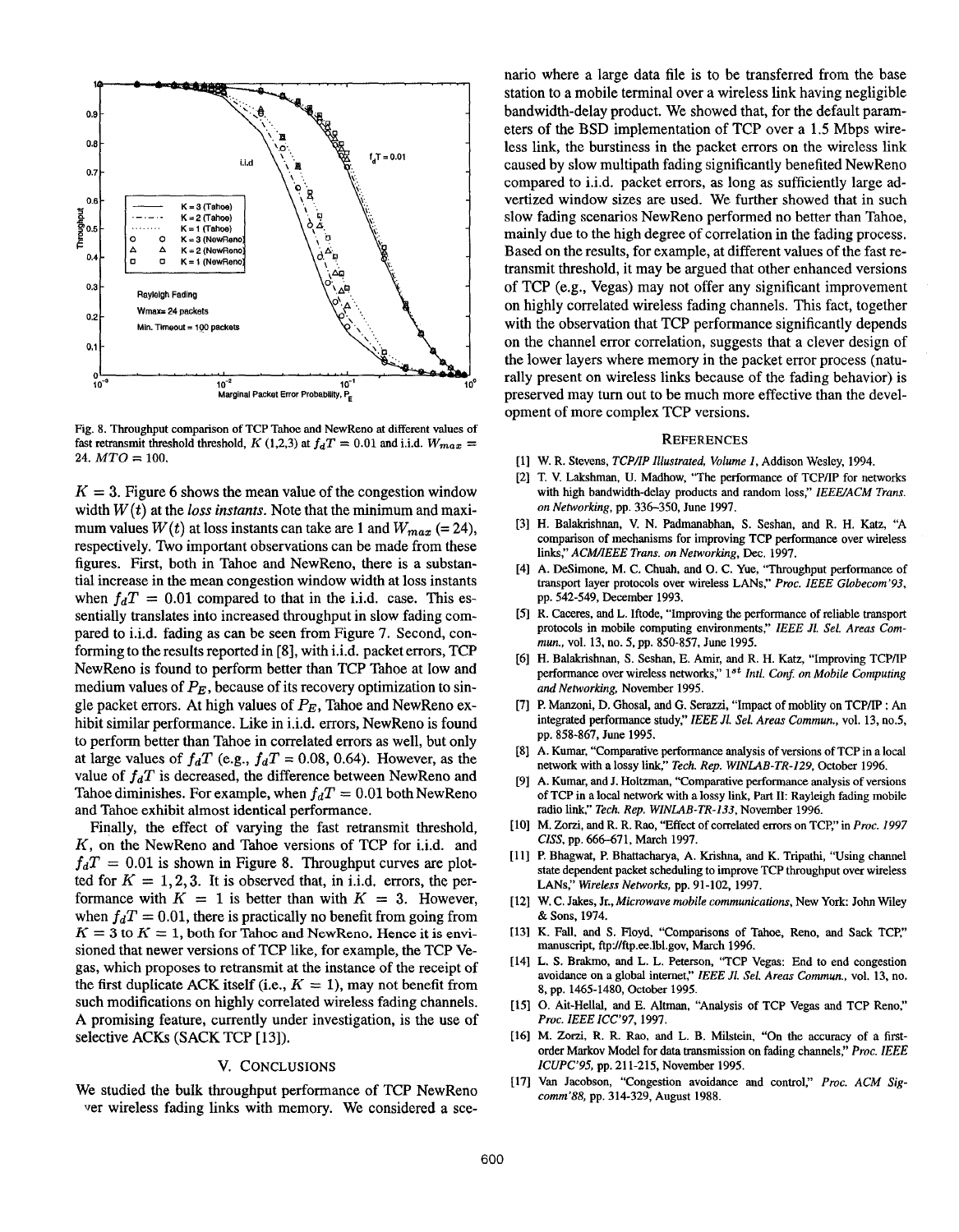1.0

0.9

0.8

0.7

0.6

0.5

0.4

0.3

0.2

0.1

0

Throughput

$10^{-3}$ $10^{-2}$ $10^{-1}$ $10^{0}$

Marginal Packet Error Probability, $P_E$

i.i.d

$f_dT = 0.01$

K = 3 (Tahoe)
K = 2 (Tahoe)
K = 1 (Tahoe)
K = 3 (NewReno)
K = 2 (NewReno)
K = 1 (NewReno)

Rayleigh Fading
Wmax= 24 packets
Min. Timeout = 100 packets

Fig. 8. Throughput comparison of TCP Tahoe and NewReno at different values of fast retransmit threshold threshold, $K$ (1,2,3) at $f_dT = 0.01$ and i.i.d. $W_{max} = 24$. $MTO = 100$.

$K = 3$. Figure 6 shows the mean value of the congestion window width $W(t)$ at the *loss instants*. Note that the minimum and maximum values $W(t)$ at loss instants can take are 1 and $W_{max}$ (= 24), respectively. Two important observations can be made from these figures. First, both in Tahoe and NewReno, there is a substantial increase in the mean congestion window width at loss instants when $f_dT = 0.01$ compared to that in the i.i.d. case. This essentially translates into increased throughput in slow fading compared to i.i.d. fading as can be seen from Figure 7. Second, conforming to the results reported in [8], with i.i.d. packet errors, TCP NewReno is found to perform better than TCP Tahoe at low and medium values of $P_E$, because of its recovery optimization to single packet errors. At high values of $P_E$, Tahoe and NewReno exhibit similar performance. Like in i.i.d. errors, NewReno is found to perform better than Tahoe in correlated errors as well, but only at large values of $f_dT$ (e.g., $f_dT$ = 0.08, 0.64). However, as the value of $f_dT$ is decreased, the difference between NewReno and Tahoe diminishes. For example, when $f_dT = 0.01$ both NewReno and Tahoe exhibit almost identical performance.

Finally, the effect of varying the fast retransmit threshold, $K$, on the NewReno and Tahoe versions of TCP for i.i.d. and $f_dT = 0.01$ is shown in Figure 8. Throughput curves are plotted for $K = 1, 2, 3$. It is observed that, in i.i.d. errors, the performance with $K = 1$ is better than with $K = 3$. However, when $f_dT = 0.01$, there is practically no benefit from going from $K = 3$ to $K = 1$, both for Tahoe and NewReno. Hence it is envisioned that newer versions of TCP like, for example, the TCP Vegas, which proposes to retransmit at the instance of the receipt of the first duplicate ACK itself (i.e., $K = 1$), may not benefit from such modifications on highly correlated wireless fading channels. A promising feature, currently under investigation, is the use of selective ACKs (SACK TCP [13]).

## V. Conclusions

We studied the bulk throughput performance of TCP NewReno over wireless fading links with memory. We considered a scenario where a large data file is to be transferred from the base station to a mobile terminal over a wireless link having negligible bandwidth-delay product. We showed that, for the default parameters of the BSD implementation of TCP over a 1.5 Mbps wireless link, the burstiness in the packet errors on the wireless link caused by slow multipath fading significantly benefited NewReno compared to i.i.d. packet errors, as long as sufficiently large advertized window sizes are used. We further showed that in such slow fading scenarios NewReno performed no better than Tahoe, mainly due to the high degree of correlation in the fading process. Based on the results, for example, at different values of the fast retransmit threshold, it may be argued that other enhanced versions of TCP (e.g., Vegas) may not offer any significant improvement on highly correlated wireless fading channels. This fact, together with the observation that TCP performance significantly depends on the channel error correlation, suggests that a clever design of the lower layers where memory in the packet error process (naturally present on wireless links because of the fading behavior) is preserved may turn out to be much more effective than the development of more complex TCP versions.

## References

[1] W. R. Stevens, *TCP/IP Illustrated, Volume 1*, Addison Wesley, 1994.

[2] T. V. Lakshman, U. Madhow, "The performance of TCP/IP for networks with high bandwidth-delay products and random loss," *IEEE/ACM Trans. on Networking*, pp. 336–350, June 1997.

[3] H. Balakrishnan, V. N. Padmanabhan, S. Seshan, and R. H. Katz, "A comparison of mechanisms for improving TCP performance over wireless links," *ACM/IEEE Trans. on Networking*, Dec. 1997.

[4] A. DeSimone, M. C. Chuah, and O. C. Yue, "Throughput performance of transport layer protocols over wireless LANs," *Proc. IEEE Globecom'93*, pp. 542-549, December 1993.

[5] R. Caceres, and L. Iftode, "Improving the performance of reliable transport protocols in mobile computing environments," *IEEE Jl. Sel. Areas Commun.*, vol. 13, no. 5, pp. 850-857, June 1995.

[6] H. Balakrishnan, S. Seshan, E. Amir, and R. H. Katz, "Improving TCP/IP performance over wireless networks," $1^{st}$ *Intl. Conf. on Mobile Computing and Networking*, November 1995.

[7] P. Manzoni, D. Ghosal, and G. Serazzi, "Impact of moblity on TCP/IP : An integrated performance study," *IEEE Jl. Sel. Areas Commun.*, vol. 13, no.5, pp. 858-867, June 1995.

[8] A. Kumar, "Comparative performance analysis of versions of TCP in a local network with a lossy link," *Tech. Rep. WINLAB-TR-129*, October 1996.

[9] A. Kumar, and J. Holtzman, "Comparative performance analysis of versions of TCP in a local network with a lossy link, Part II: Rayleigh fading mobile radio link," *Tech. Rep. WINLAB-TR-133*, November 1996.

[10] M. Zorzi, and R. R. Rao, "Effect of correlated errors on TCP," in *Proc. 1997 CISS*, pp. 666–671, March 1997.

[11] P. Bhagwat, P. Bhattacharya, A. Krishna, and K. Tripathi, "Using channel state dependent packet scheduling to improve TCP throughput over wireless LANs," *Wireless Networks*, pp. 91-102, 1997.

[12] W. C. Jakes, Jr., *Microwave mobile communications*, New York: John Wiley & Sons, 1974.

[13] K. Fall, and S. Floyd, "Comparisons of Tahoe, Reno, and Sack TCP," manuscript, ftp://ftp.ee.lbl.gov, March 1996.

[14] L. S. Brakmo, and L. L. Peterson, "TCP Vegas: End to end congestion avoidance on a global internet," *IEEE Jl. Sel. Areas Commun.*, vol. 13, no. 8, pp. 1465-1480, October 1995.

[15] O. Ait-Hellal, and E. Altman, "Analysis of TCP Vegas and TCP Reno," *Proc. IEEE ICC'97*, 1997.

[16] M. Zorzi, R. R. Rao, and L. B. Milstein, "On the accuracy of a first-order Markov Model for data transmission on fading channels," *Proc. IEEE ICUPC'95*, pp. 211-215, November 1995.

[17] Van Jacobson, "Congestion avoidance and control," *Proc. ACM Sigcomm'88*, pp. 314-329, August 1988.